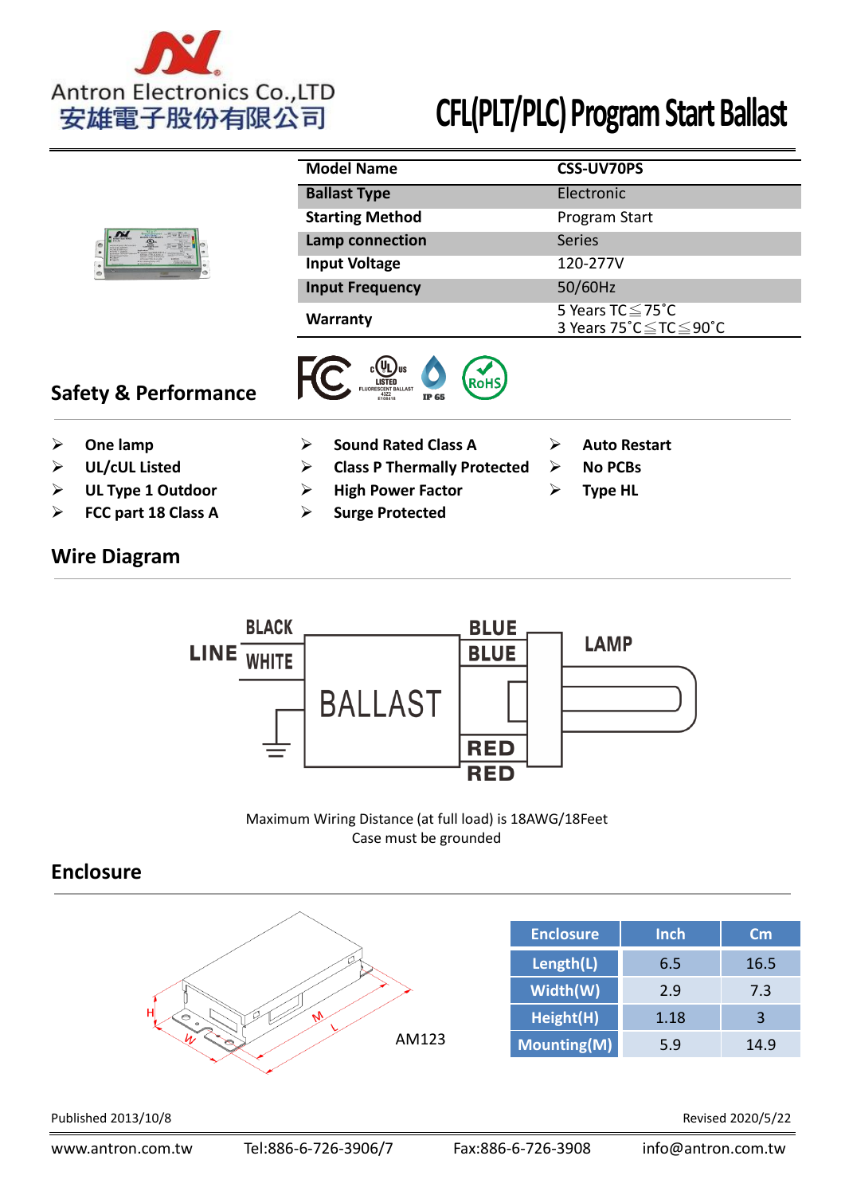Antron Electronics Co.,LTD
安雄電子股份有限公司

# CFL(PLT/PLC) Program Start Ballast

| Model Name | CSS-UV70PS |
|---|---|
| Ballast Type | Electronic |
| Starting Method | Program Start |
| Lamp connection | Series |
| Input Voltage | 120-277V |
| Input Frequency | 50/60Hz |
| Warranty | 5 Years TC≦75˚C<br>3 Years 75˚C≦TC≦90˚C |

## Safety & Performance

- One lamp
- UL/cUL Listed
- UL Type 1 Outdoor
- FCC part 18 Class A
- Sound Rated Class A
- Class P Thermally Protected
- High Power Factor
- Surge Protected
- Auto Restart
- No PCBs
- Type HL

## Wire Diagram

LINE: BLACK, WHITE — BALLAST — BLUE, BLUE, RED, RED — LAMP

Maximum Wiring Distance (at full load) is 18AWG/18Feet

Case must be grounded

## Enclosure

AM123

| Enclosure | Inch | Cm |
|---|---|---|
| Length(L) | 6.5 | 16.5 |
| Width(W) | 2.9 | 7.3 |
| Height(H) | 1.18 | 3 |
| Mounting(M) | 5.9 | 14.9 |

Published 2013/10/8

Revised 2020/5/22

www.antron.com.tw Tel:886-6-726-3906/7 Fax:886-6-726-3908 info@antron.com.tw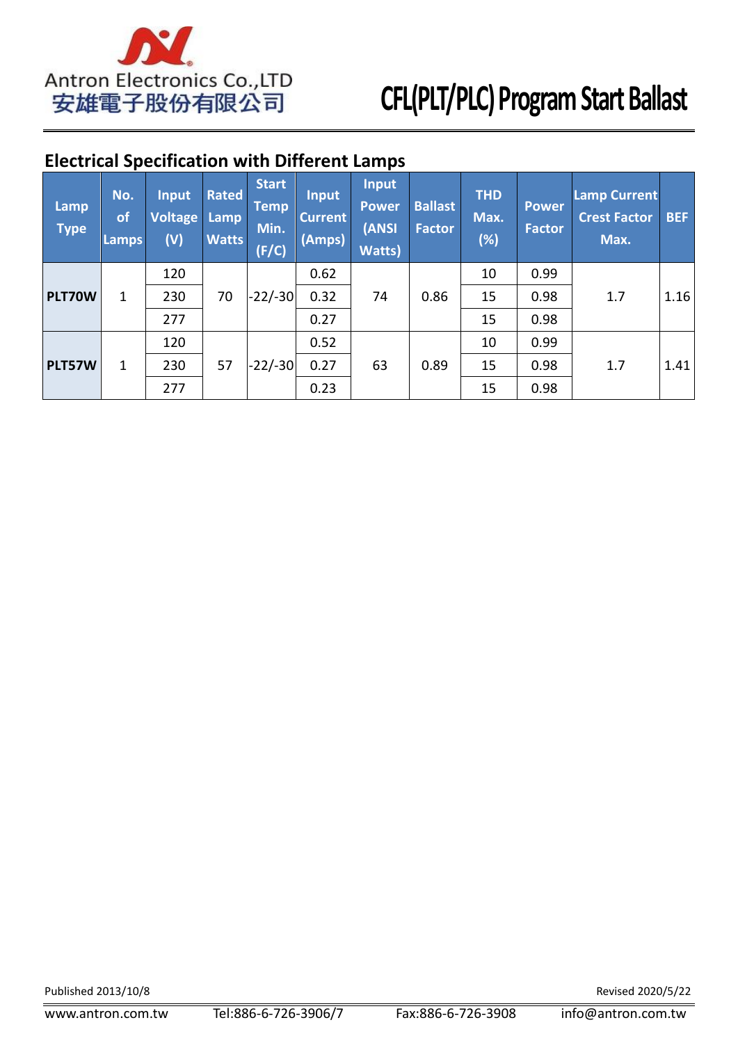## Electrical Specification with Different Lamps

| Lamp Type | No. of Lamps | Input Voltage (V) | Rated Lamp Watts | Start Temp Min. (F/C) | Input Current (Amps) | Input Power (ANSI Watts) | Ballast Factor | THD Max. (%) | Power Factor | Lamp Current Crest Factor Max. | BEF |
|---|---|---|---|---|---|---|---|---|---|---|---|
| **PLT70W** | 1 | 120 | 70 | -22/-30 | 0.62 | 74 | 0.86 | 10 | 0.99 | 1.7 | 1.16 |
| | | 230 | | | 0.32 | | | 15 | 0.98 | | |
| | | 277 | | | 0.27 | | | 15 | 0.98 | | |
| **PLT57W** | 1 | 120 | 57 | -22/-30 | 0.52 | 63 | 0.89 | 10 | 0.99 | 1.7 | 1.41 |
| | | 230 | | | 0.27 | | | 15 | 0.98 | | |
| | | 277 | | | 0.23 | | | 15 | 0.98 | | |